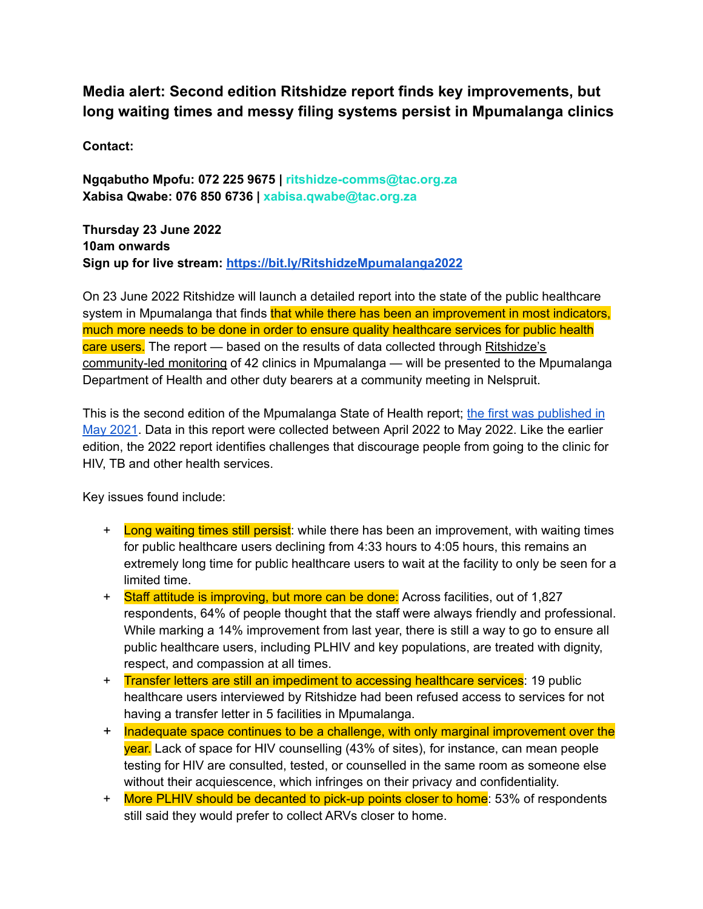# Media alert: Second edition Ritshidze report finds key improvements, but long waiting times and messy filing systems persist in Mpumalanga clinics

**Contact:**

**Ngqabutho Mpofu: 072 225 9675 | ritshidze-comms@tac.org.za**
**Xabisa Qwabe: 076 850 6736 | xabisa.qwabe@tac.org.za**

**Thursday 23 June 2022**
**10am onwards**
**Sign up for live stream: https://bit.ly/RitshidzeMpumalanga2022**

On 23 June 2022 Ritshidze will launch a detailed report into the state of the public healthcare system in Mpumalanga that finds that while there has been an improvement in most indicators, much more needs to be done in order to ensure quality healthcare services for public health care users. The report — based on the results of data collected through Ritshidze's community-led monitoring of 42 clinics in Mpumalanga — will be presented to the Mpumalanga Department of Health and other duty bearers at a community meeting in Nelspruit.

This is the second edition of the Mpumalanga State of Health report; the first was published in May 2021. Data in this report were collected between April 2022 to May 2022. Like the earlier edition, the 2022 report identifies challenges that discourage people from going to the clinic for HIV, TB and other health services.

Key issues found include:

+ Long waiting times still persist: while there has been an improvement, with waiting times for public healthcare users declining from 4:33 hours to 4:05 hours, this remains an extremely long time for public healthcare users to wait at the facility to only be seen for a limited time.
+ Staff attitude is improving, but more can be done: Across facilities, out of 1,827 respondents, 64% of people thought that the staff were always friendly and professional. While marking a 14% improvement from last year, there is still a way to go to ensure all public healthcare users, including PLHIV and key populations, are treated with dignity, respect, and compassion at all times.
+ Transfer letters are still an impediment to accessing healthcare services: 19 public healthcare users interviewed by Ritshidze had been refused access to services for not having a transfer letter in 5 facilities in Mpumalanga.
+ Inadequate space continues to be a challenge, with only marginal improvement over the year. Lack of space for HIV counselling (43% of sites), for instance, can mean people testing for HIV are consulted, tested, or counselled in the same room as someone else without their acquiescence, which infringes on their privacy and confidentiality.
+ More PLHIV should be decanted to pick-up points closer to home: 53% of respondents still said they would prefer to collect ARVs closer to home.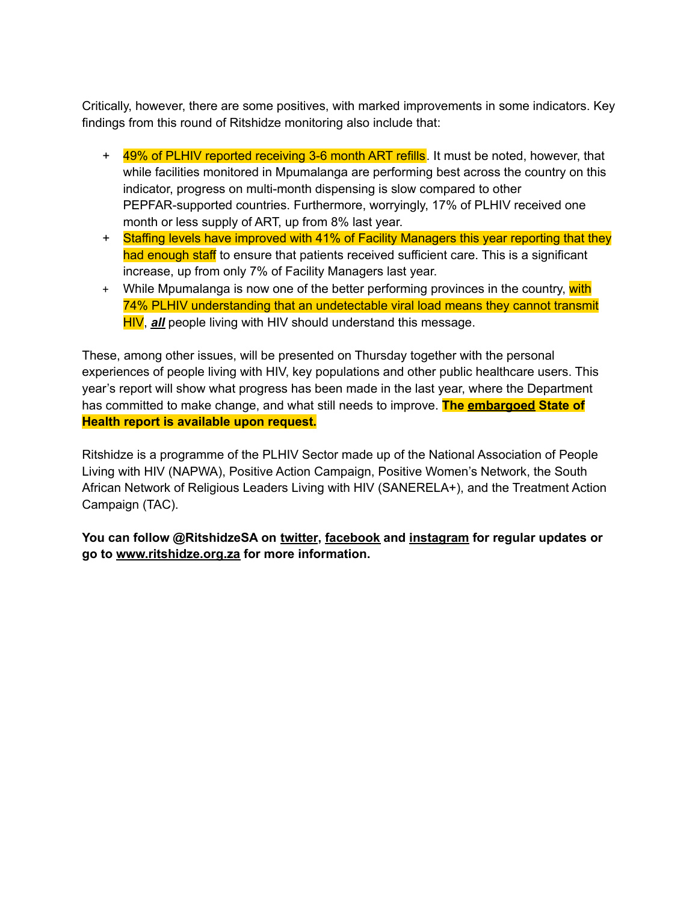Critically, however, there are some positives, with marked improvements in some indicators. Key findings from this round of Ritshidze monitoring also include that:

+ 49% of PLHIV reported receiving 3-6 month ART refills. It must be noted, however, that while facilities monitored in Mpumalanga are performing best across the country on this indicator, progress on multi-month dispensing is slow compared to other PEPFAR-supported countries. Furthermore, worryingly, 17% of PLHIV received one month or less supply of ART, up from 8% last year.
+ Staffing levels have improved with 41% of Facility Managers this year reporting that they had enough staff to ensure that patients received sufficient care. This is a significant increase, up from only 7% of Facility Managers last year.
+ While Mpumalanga is now one of the better performing provinces in the country, with 74% PLHIV understanding that an undetectable viral load means they cannot transmit HIV, ***all*** people living with HIV should understand this message.

These, among other issues, will be presented on Thursday together with the personal experiences of people living with HIV, key populations and other public healthcare users. This year's report will show what progress has been made in the last year, where the Department has committed to make change, and what still needs to improve. **The embargoed State of Health report is available upon request.**

Ritshidze is a programme of the PLHIV Sector made up of the National Association of People Living with HIV (NAPWA), Positive Action Campaign, Positive Women's Network, the South African Network of Religious Leaders Living with HIV (SANERELA+), and the Treatment Action Campaign (TAC).

**You can follow @RitshidzeSA on twitter, facebook and instagram for regular updates or go to www.ritshidze.org.za for more information.**